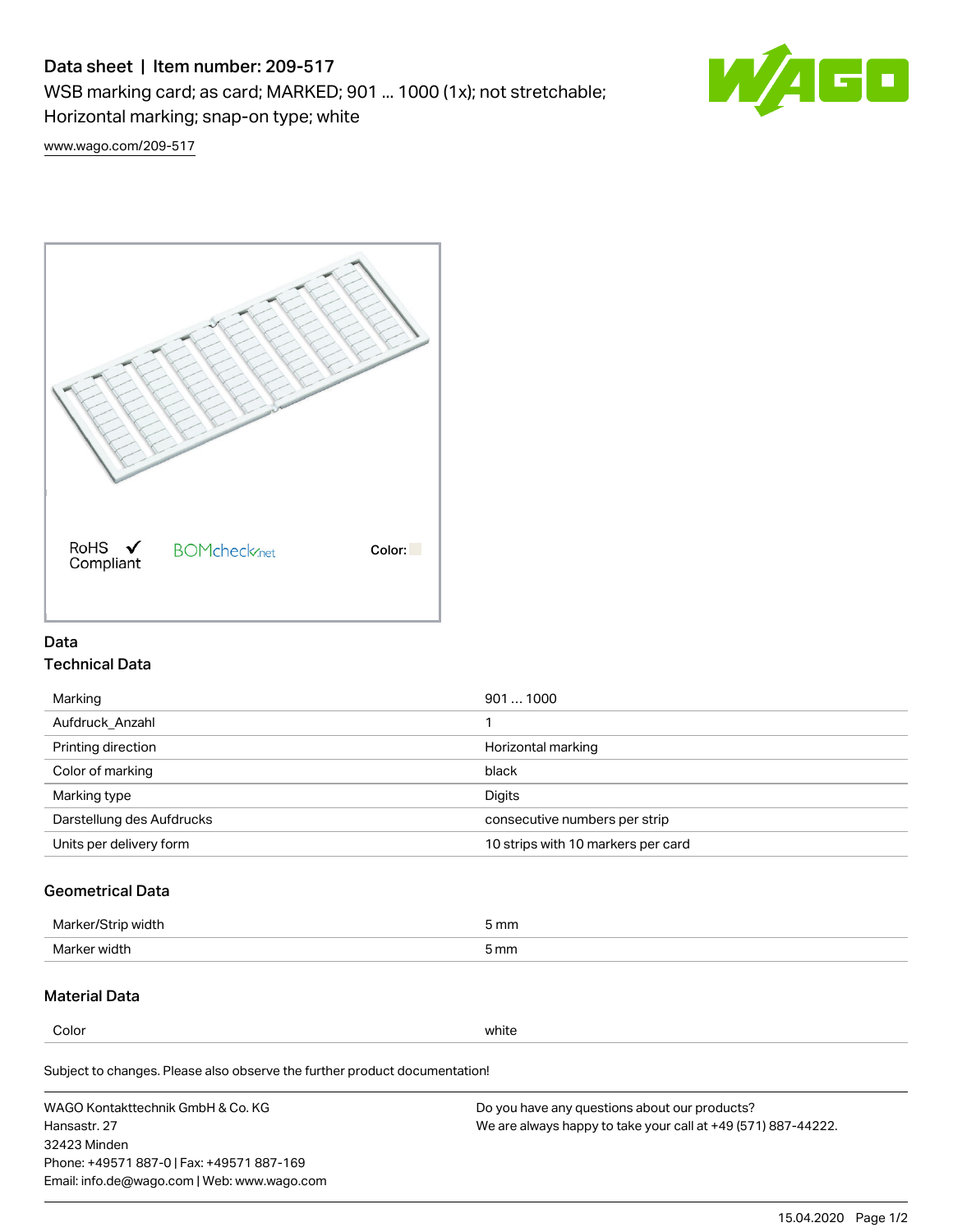# Data sheet | Item number: 209-517

WSB marking card; as card; MARKED; 901 ... 1000 (1x); not stretchable; Horizontal marking; snap-on type; white

www.wago.com/209-517

RoHS Compliant ✓ BOMcheck.net Color:

## Data

### Technical Data

| | |
|---|---|
| Marking | 901 … 1000 |
| Aufdruck_Anzahl | 1 |
| Printing direction | Horizontal marking |
| Color of marking | black |
| Marking type | Digits |
| Darstellung des Aufdrucks | consecutive numbers per strip |
| Units per delivery form | 10 strips with 10 markers per card |

### Geometrical Data

| | |
|---|---|
| Marker/Strip width | 5 mm |
| Marker width | 5 mm |

### Material Data

| | |
|---|---|
| Color | white |

Subject to changes. Please also observe the further product documentation!

WAGO Kontakttechnik GmbH & Co. KG
Hansastr. 27
32423 Minden
Phone: +49571 887-0 | Fax: +49571 887-169
Email: info.de@wago.com | Web: www.wago.com

Do you have any questions about our products?
We are always happy to take your call at +49 (571) 887-44222.

15.04.2020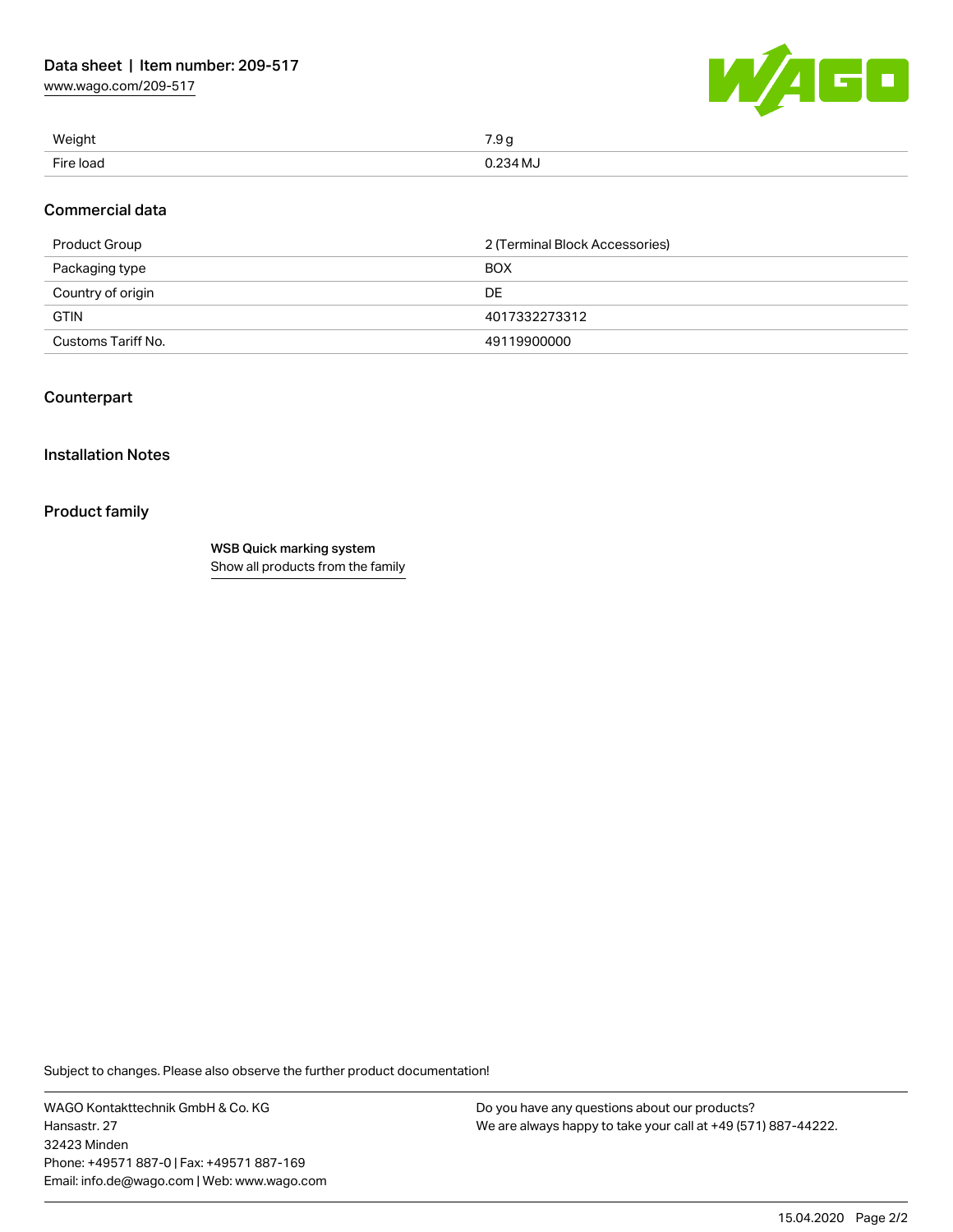| | |
|---|---|
| Weight | 7.9 g |
| Fire load | 0.234 MJ |

## Commercial data

| | |
|---|---|
| Product Group | 2 (Terminal Block Accessories) |
| Packaging type | BOX |
| Country of origin | DE |
| GTIN | 4017332273312 |
| Customs Tariff No. | 49119900000 |

## Counterpart

## Installation Notes

## Product family

**WSB Quick marking system**
Show all products from the family

Subject to changes. Please also observe the further product documentation!

WAGO Kontakttechnik GmbH & Co. KG
Hansastr. 27
32423 Minden
Phone: +49571 887-0 | Fax: +49571 887-169
Email: info.de@wago.com | Web: www.wago.com

Do you have any questions about our products?
We are always happy to take your call at +49 (571) 887-44222.

15.04.2020